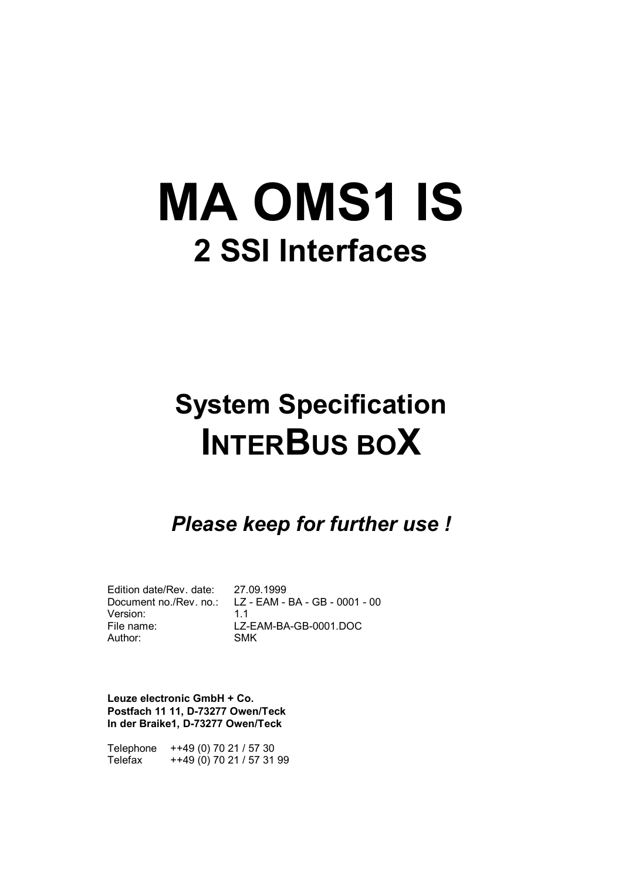# MA OMS1 IS

## 2 SSI Interfaces

# System Specification

# INTERBUS BOX

***Please keep for further use !***

| | |
|---|---|
| Edition date/Rev. date: | 27.09.1999 |
| Document no./Rev. no.: | LZ - EAM - BA - GB - 0001 - 00 |
| Version: | 1.1 |
| File name: | LZ-EAM-BA-GB-0001.DOC |
| Author: | SMK |

**Leuze electronic GmbH + Co.**
**Postfach 11 11, D-73277 Owen/Teck**
**In der Braike1, D-73277 Owen/Teck**

Telephone ++49 (0) 70 21 / 57 30
Telefax ++49 (0) 70 21 / 57 31 99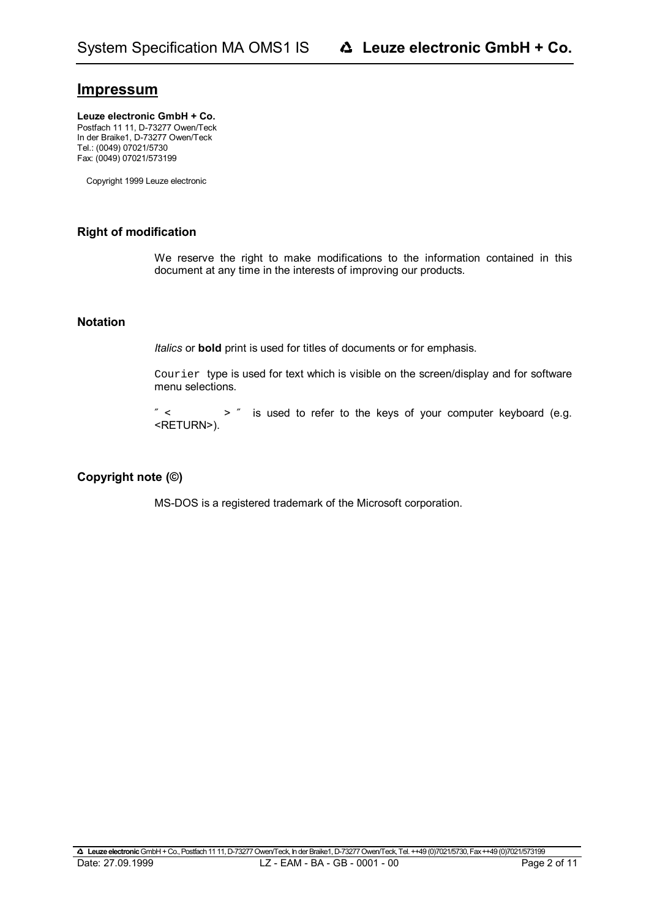# Impressum

**Leuze electronic GmbH + Co.**
Postfach 11 11, D-73277 Owen/Teck
In der Braike1, D-73277 Owen/Teck
Tel.: (0049) 07021/5730
Fax: (0049) 07021/573199

Copyright 1999 Leuze electronic

### Right of modification

We reserve the right to make modifications to the information contained in this document at any time in the interests of improving our products.

### Notation

*Italics* or **bold** print is used for titles of documents or for emphasis.

`Courier` type is used for text which is visible on the screen/display and for software menu selections.

″ < > ″ is used to refer to the keys of your computer keyboard (e.g. <RETURN>).

### Copyright note (©)

MS-DOS is a registered trademark of the Microsoft corporation.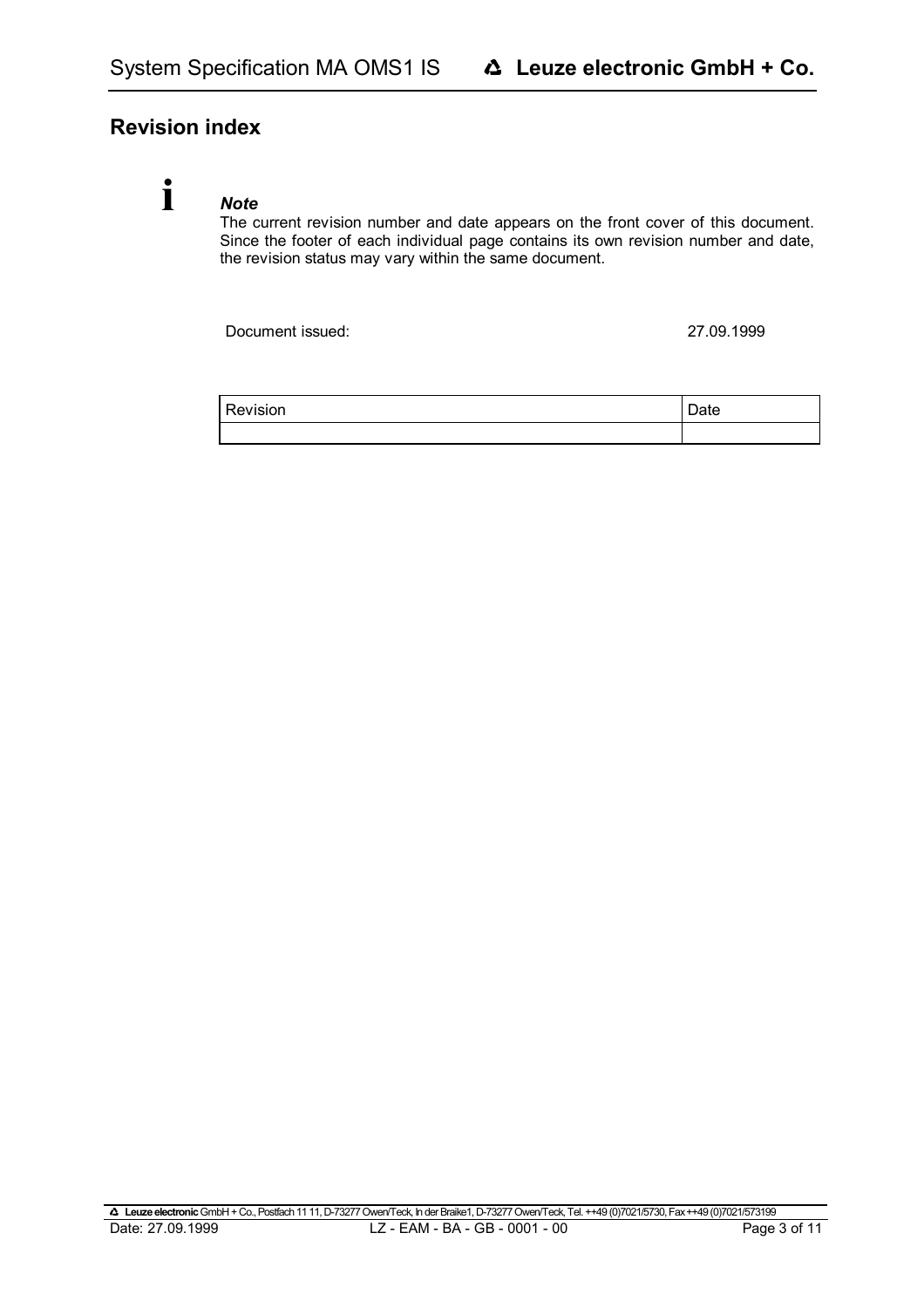## Revision index

**i** ***Note***

The current revision number and date appears on the front cover of this document. Since the footer of each individual page contains its own revision number and date, the revision status may vary within the same document.

Document issued: 27.09.1999

| Revision | Date |
|---|---|
| | |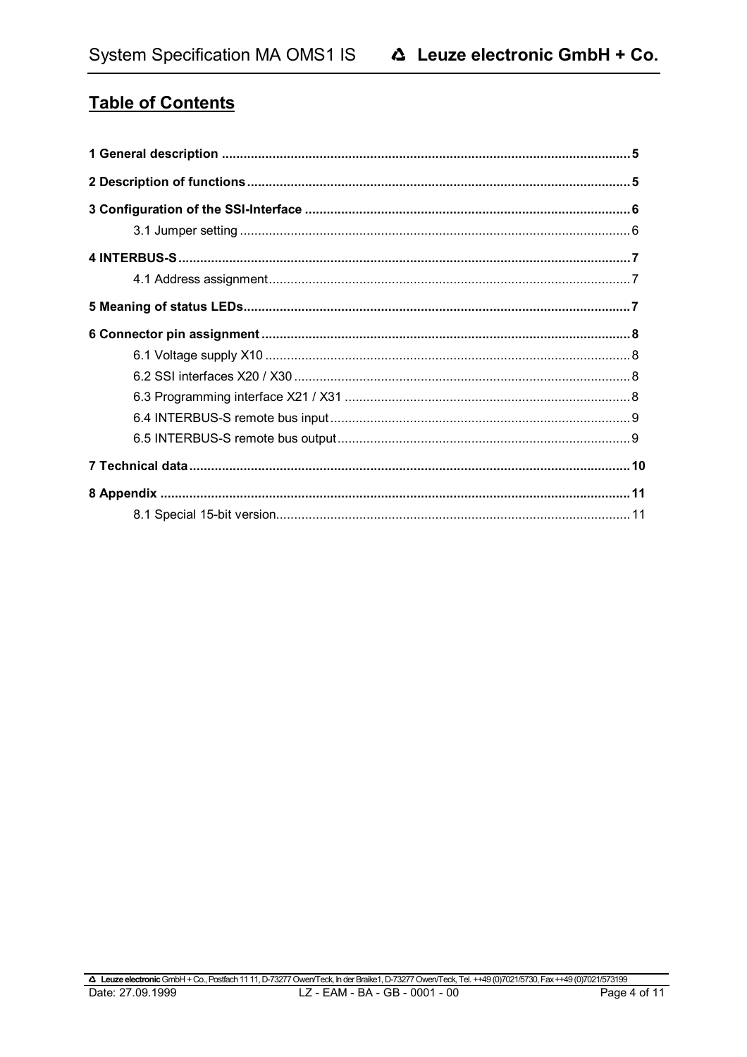# Table of Contents

**1 General description** ........ 5

**2 Description of functions** ........ 5

**3 Configuration of the SSI-Interface** ........ 6

- 3.1 Jumper setting ........ 6

**4 INTERBUS-S** ........ 7

- 4.1 Address assignment ........ 7

**5 Meaning of status LEDs** ........ 7

**6 Connector pin assignment** ........ 8

- 6.1 Voltage supply X10 ........ 8
- 6.2 SSI interfaces X20 / X30 ........ 8
- 6.3 Programming interface X21 / X31 ........ 8
- 6.4 INTERBUS-S remote bus input ........ 9
- 6.5 INTERBUS-S remote bus output ........ 9

**7 Technical data** ........ 10

**8 Appendix** ........ 11

- 8.1 Special 15-bit version ........ 11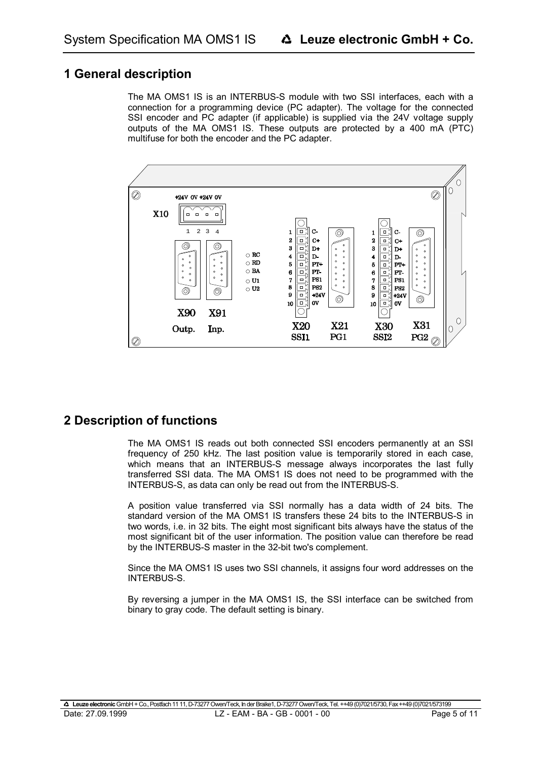# 1 General description

The MA OMS1 IS is an INTERBUS-S module with two SSI interfaces, each with a connection for a programming device (PC adapter). The voltage for the connected SSI encoder and PC adapter (if applicable) is supplied via the 24V voltage supply outputs of the MA OMS1 IS. These outputs are protected by a 400 mA (PTC) multifuse for both the encoder and the PC adapter.

# 2 Description of functions

The MA OMS1 IS reads out both connected SSI encoders permanently at an SSI frequency of 250 kHz. The last position value is temporarily stored in each case, which means that an INTERBUS-S message always incorporates the last fully transferred SSI data. The MA OMS1 IS does not need to be programmed with the INTERBUS-S, as data can only be read out from the INTERBUS-S.

A position value transferred via SSI normally has a data width of 24 bits. The standard version of the MA OMS1 IS transfers these 24 bits to the INTERBUS-S in two words, i.e. in 32 bits. The eight most significant bits always have the status of the most significant bit of the user information. The position value can therefore be read by the INTERBUS-S master in the 32-bit two's complement.

Since the MA OMS1 IS uses two SSI channels, it assigns four word addresses on the INTERBUS-S.

By reversing a jumper in the MA OMS1 IS, the SSI interface can be switched from binary to gray code. The default setting is binary.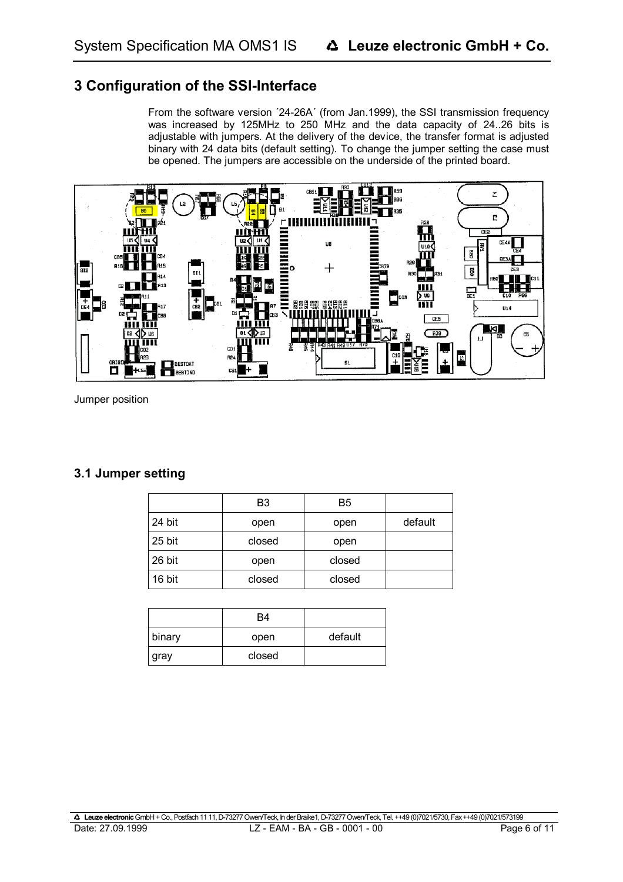# 3 Configuration of the SSI-Interface

From the software version ´24-26A´ (from Jan.1999), the SSI transmission frequency was increased by 125MHz to 250 MHz and the data capacity of 24..26 bits is adjustable with jumpers. At the delivery of the device, the transfer format is adjusted binary with 24 data bits (default setting). To change the jumper setting the case must be opened. The jumpers are accessible on the underside of the printed board.

Jumper position

## 3.1 Jumper setting

| | B3 | B5 | |
|---|---|---|---|
| 24 bit | open | open | default |
| 25 bit | closed | open | |
| 26 bit | open | closed | |
| 16 bit | closed | closed | |

| | B4 | |
|---|---|---|
| binary | open | default |
| gray | closed | |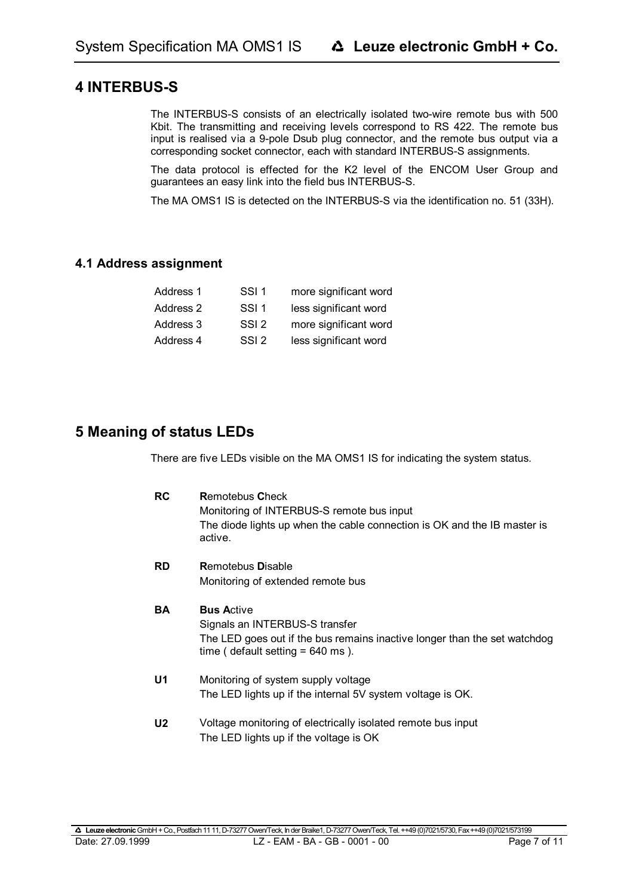# 4 INTERBUS-S

The INTERBUS-S consists of an electrically isolated two-wire remote bus with 500 Kbit. The transmitting and receiving levels correspond to RS 422. The remote bus input is realised via a 9-pole Dsub plug connector, and the remote bus output via a corresponding socket connector, each with standard INTERBUS-S assignments.

The data protocol is effected for the K2 level of the ENCOM User Group and guarantees an easy link into the field bus INTERBUS-S.

The MA OMS1 IS is detected on the INTERBUS-S via the identification no. 51 (33H).

## 4.1 Address assignment

| | | |
|---|---|---|
| Address 1 | SSI 1 | more significant word |
| Address 2 | SSI 1 | less significant word |
| Address 3 | SSI 2 | more significant word |
| Address 4 | SSI 2 | less significant word |

# 5 Meaning of status LEDs

There are five LEDs visible on the MA OMS1 IS for indicating the system status.

**RC** **R**emotebus **C**heck
Monitoring of INTERBUS-S remote bus input
The diode lights up when the cable connection is OK and the IB master is active.

**RD** **R**emotebus **D**isable
Monitoring of extended remote bus

**BA** **Bus A**ctive
Signals an INTERBUS-S transfer
The LED goes out if the bus remains inactive longer than the set watchdog time ( default setting = 640 ms ).

**U1** Monitoring of system supply voltage
The LED lights up if the internal 5V system voltage is OK.

**U2** Voltage monitoring of electrically isolated remote bus input
The LED lights up if the voltage is OK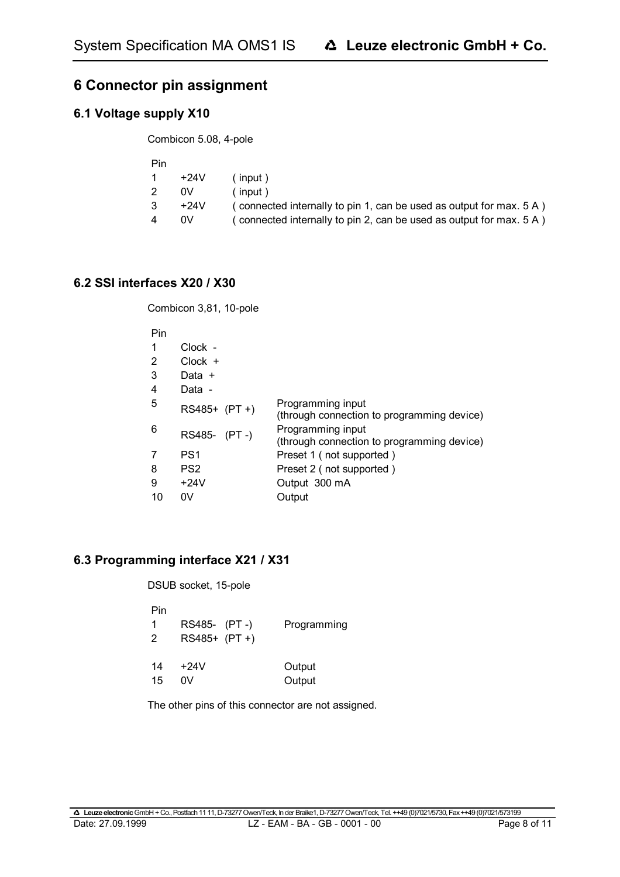# 6 Connector pin assignment

## 6.1 Voltage supply X10

Combicon 5.08, 4-pole

| Pin | | |
|---|---|---|
| 1 | +24V | ( input ) |
| 2 | 0V | ( input ) |
| 3 | +24V | ( connected internally to pin 1, can be used as output for max. 5 A ) |
| 4 | 0V | ( connected internally to pin 2, can be used as output for max. 5 A ) |

## 6.2 SSI interfaces X20 / X30

Combicon 3,81, 10-pole

| Pin | | |
|---|---|---|
| 1 | Clock - | |
| 2 | Clock + | |
| 3 | Data + | |
| 4 | Data - | |
| 5 | RS485+ (PT +) | Programming input (through connection to programming device) |
| 6 | RS485- (PT -) | Programming input (through connection to programming device) |
| 7 | PS1 | Preset 1 ( not supported ) |
| 8 | PS2 | Preset 2 ( not supported ) |
| 9 | +24V | Output 300 mA |
| 10 | 0V | Output |

## 6.3 Programming interface X21 / X31

DSUB socket, 15-pole

| Pin | | |
|---|---|---|
| 1 | RS485- (PT -) | Programming |
| 2 | RS485+ (PT +) | |
| 14 | +24V | Output |
| 15 | 0V | Output |

The other pins of this connector are not assigned.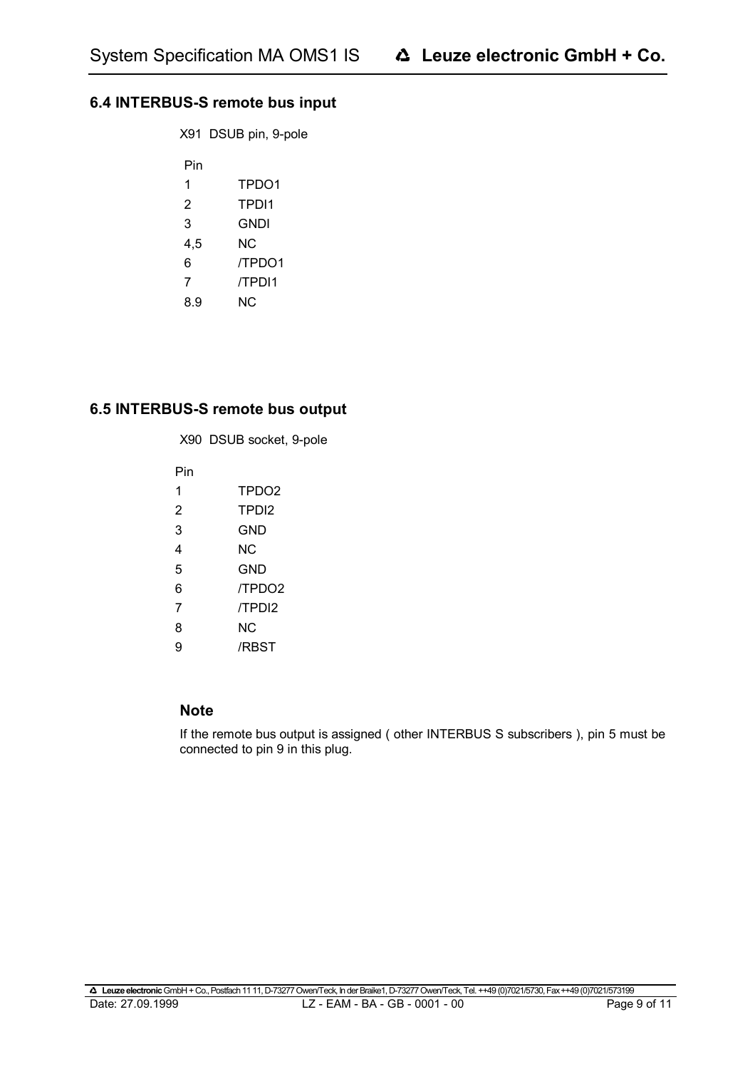### 6.4 INTERBUS-S remote bus input

X91 DSUB pin, 9-pole

| Pin | |
|---|---|
| 1 | TPDO1 |
| 2 | TPDI1 |
| 3 | GNDI |
| 4,5 | NC |
| 6 | /TPDO1 |
| 7 | /TPDI1 |
| 8.9 | NC |

### 6.5 INTERBUS-S remote bus output

X90 DSUB socket, 9-pole

| Pin | |
|---|---|
| 1 | TPDO2 |
| 2 | TPDI2 |
| 3 | GND |
| 4 | NC |
| 5 | GND |
| 6 | /TPDO2 |
| 7 | /TPDI2 |
| 8 | NC |
| 9 | /RBST |

#### Note

If the remote bus output is assigned ( other INTERBUS S subscribers ), pin 5 must be connected to pin 9 in this plug.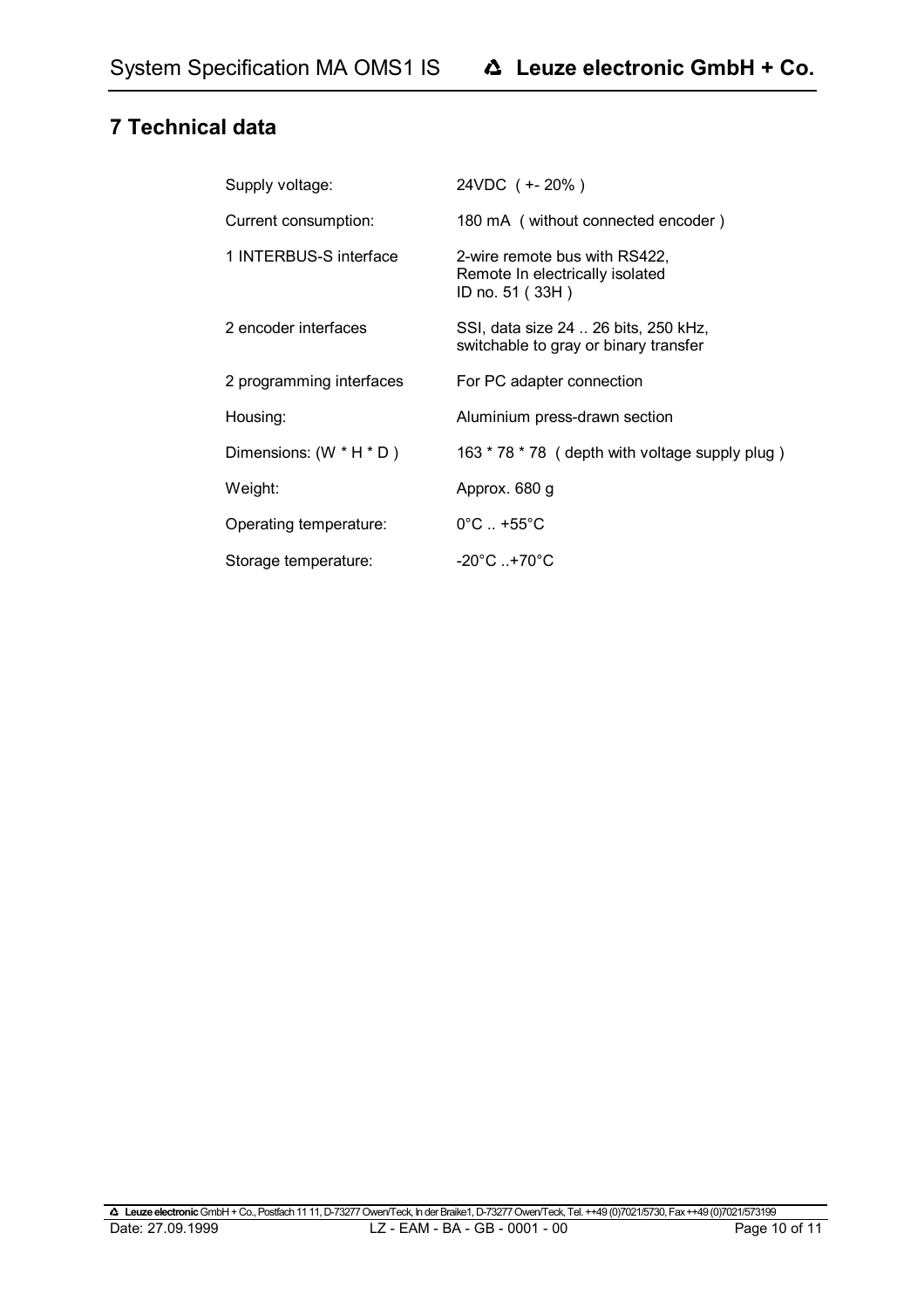# 7 Technical data

| | |
|---|---|
| Supply voltage: | 24VDC ( +- 20% ) |
| Current consumption: | 180 mA ( without connected encoder ) |
| 1 INTERBUS-S interface | 2-wire remote bus with RS422,<br>Remote In electrically isolated<br>ID no. 51 ( 33H ) |
| 2 encoder interfaces | SSI, data size 24 .. 26 bits, 250 kHz,<br>switchable to gray or binary transfer |
| 2 programming interfaces | For PC adapter connection |
| Housing: | Aluminium press-drawn section |
| Dimensions: (W * H * D ) | 163 * 78 * 78 ( depth with voltage supply plug ) |
| Weight: | Approx. 680 g |
| Operating temperature: | 0°C .. +55°C |
| Storage temperature: | -20°C ..+70°C |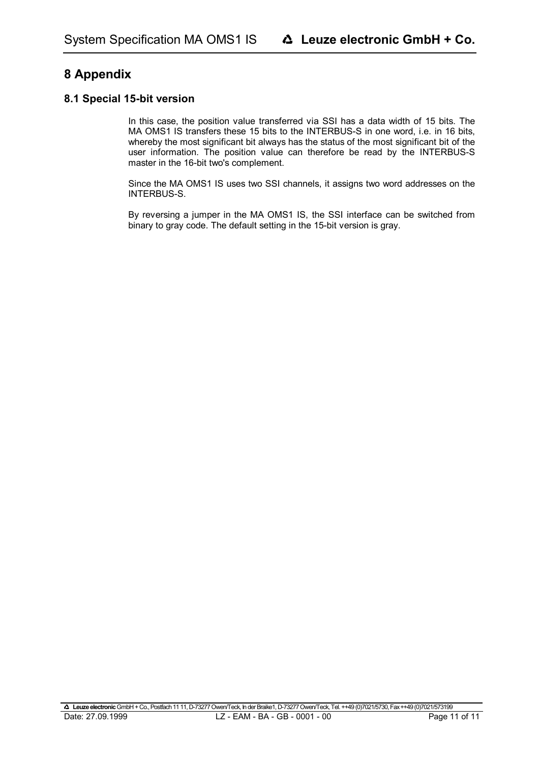# 8 Appendix

## 8.1 Special 15-bit version

In this case, the position value transferred via SSI has a data width of 15 bits. The MA OMS1 IS transfers these 15 bits to the INTERBUS-S in one word, i.e. in 16 bits, whereby the most significant bit always has the status of the most significant bit of the user information. The position value can therefore be read by the INTERBUS-S master in the 16-bit two's complement.

Since the MA OMS1 IS uses two SSI channels, it assigns two word addresses on the INTERBUS-S.

By reversing a jumper in the MA OMS1 IS, the SSI interface can be switched from binary to gray code. The default setting in the 15-bit version is gray.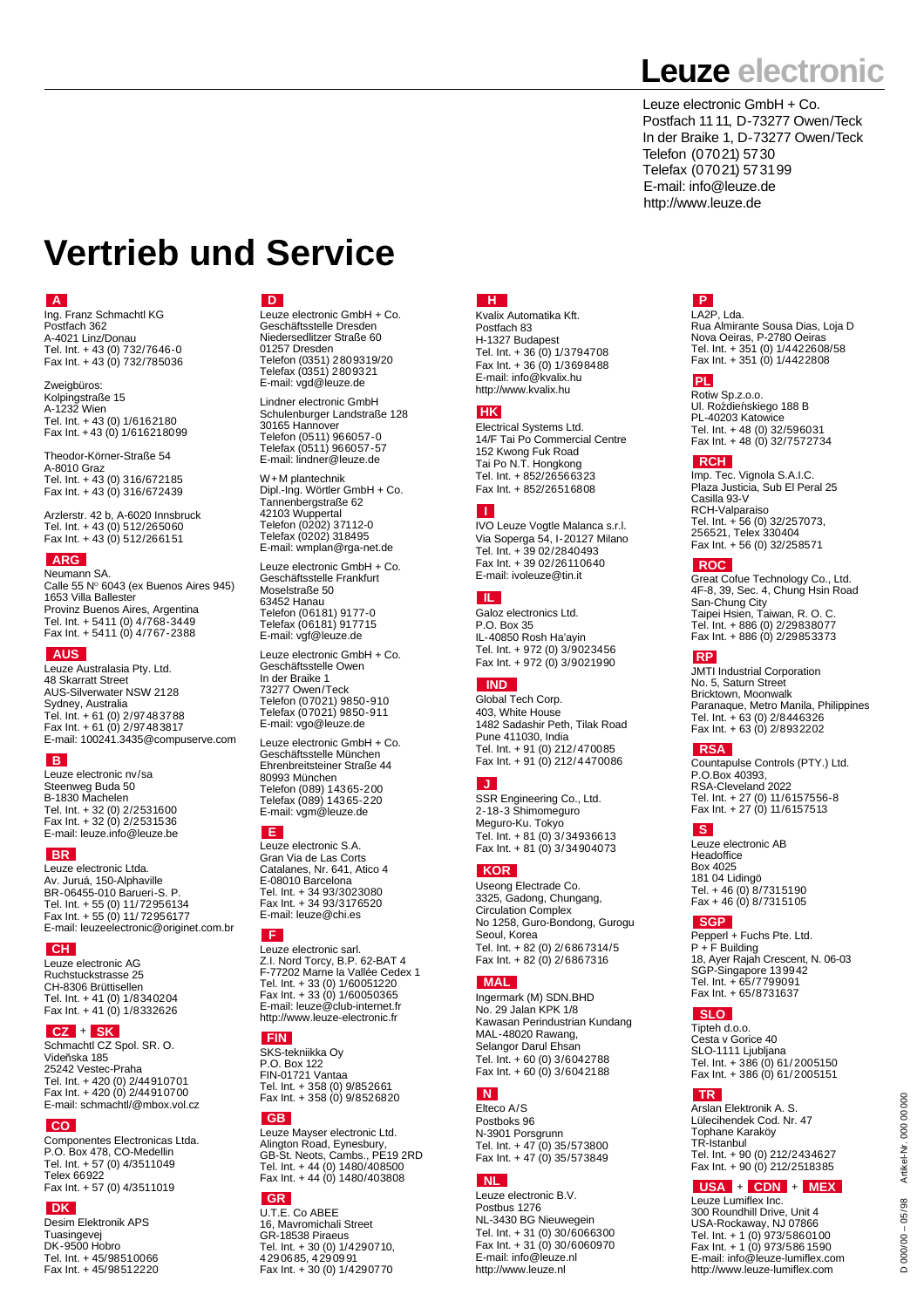# Leuze electronic

Leuze electronic GmbH + Co.
Postfach 11 11, D-73277 Owen/Teck
In der Braike 1, D-73277 Owen/Teck
Telefon (07021) 5730
Telefax (07021) 573199
E-mail: info@leuze.de
http://www.leuze.de

# Vertrieb und Service

**A**
Ing. Franz Schmachtl KG
Postfach 362
A-4021 Linz/Donau
Tel. Int. + 43 (0) 732/7646-0
Fax Int. + 43 (0) 732/785036

Zweigbüros:
Kolpingstraße 15
A-1232 Wien
Tel. Int. + 43 (0) 1/6162180
Fax Int. + 43 (0) 1/6162180 99

Theodor-Körner-Straße 54
A-8010 Graz
Tel. Int. + 43 (0) 316/672185
Fax Int. + 43 (0) 316/672439

Arzlerstr. 42 b, A-6020 Innsbruck
Tel. Int. + 43 (0) 512/265060
Fax Int. + 43 (0) 512/266151

**ARG**
Neumann SA.
Calle 55 N° 6043 (ex Buenos Aires 945)
1653 Villa Ballester
Provinz Buenos Aires, Argentina
Tel. Int. + 5411 (0) 4/768-3449
Fax Int. + 5411 (0) 4/767-2388

**AUS**
Leuze Australasia Pty. Ltd.
48 Skarratt Street
AUS-Silverwater NSW 2128
Sydney, Australia
Tel. Int. + 61 (0) 2/97483788
Fax Int. + 61 (0) 2/97483817
E-mail: 100241.3435@compuserve.com

**B**
Leuze electronic nv/sa
Steenweg Buda 50
B-1830 Machelen
Tel. Int. + 32 (0) 2/2531600
Fax Int. + 32 (0) 2/2531536
E-mail: leuze.info@leuze.be

**BR**
Leuze electronic Ltda.
Av. Juruá, 150-Alphaville
BR-06455-010 Barueri-S. P.
Tel. Int. + 55 (0) 11/72956134
Fax Int. + 55 (0) 11/72956177
E-mail: leuzeelectronic@originet.com.br

**CH**
Leuze electronic AG
Ruchstuckstrasse 25
CH-8306 Brüttisellen
Tel. Int. + 41 (0) 1/8340204
Fax Int. + 41 (0) 1/8332626

**CZ** + **SK**
Schmachtl CZ Spol. SR. O.
Videňska 185
25242 Vestec-Praha
Tel. Int. + 420 (0) 2/44910701
Fax Int. + 420 (0) 2/44910700
E-mail: schmachtl/@mbox.vol.cz

**CO**
Componentes Electronicas Ltda.
P.O. Box 478, CO-Medellin
Tel. Int. + 57 (0) 4/3511049
Telex 66922
Fax Int. + 57 (0) 4/3511019

**DK**
Desim Elektronik APS
Tuasingevej
DK-9500 Hobro
Tel. Int. + 45/98510066
Fax Int. + 45/98512220

**D**
Leuze electronic GmbH + Co.
Geschäftsstelle Dresden
Niedersedlitzer Straße 60
01257 Dresden
Telefon (0351) 2809319/20
Telefax (0351) 2809321
E-mail: vgd@leuze.de

Lindner electronic GmbH
Schulenburger Landstraße 128
30165 Hannover
Telefon (0511) 966057-0
Telefax (0511) 966057-57
E-mail: lindner@leuze.de

W+M plantechnik
Dipl.-Ing. Wörtler GmbH + Co.
Tannenbergstraße 62
42103 Wuppertal
Telefon (0202) 37112-0
Telefax (0202) 318495
E-mail: wmplan@rga-net.de

Leuze electronic GmbH + Co.
Geschäftsstelle Frankfurt
Moselstraße 50
63452 Hanau
Telefon (06181) 9177-0
Telefax (06181) 917715
E-mail: vgf@leuze.de

Leuze electronic GmbH + Co.
Geschäftsstelle Owen
In der Braike 1
73277 Owen/Teck
Telefon (07021) 9850-910
Telefax (07021) 9850-911
E-mail: vgo@leuze.de

Leuze electronic GmbH + Co.
Geschäftsstelle München
Ehrenbreitsteiner Straße 44
80993 München
Telefon (089) 14365-200
Telefax (089) 14365-220
E-mail: vgm@leuze.de

**E**
Leuze electronic S.A.
Gran Via de Las Corts
Catalanes, Nr. 641, Atico 4
E-08010 Barcelona
Tel. Int. + 34 93/3023080
Fax Int. + 34 93/3176520
E-mail: leuze@chi.es

**F**
Leuze electronic sarl.
Z.I. Nord Torcy, B.P. 62-BAT 4
F-77202 Marne la Vallée Cedex 1
Tel. Int. + 33 (0) 1/60051220
Fax Int. + 33 (0) 1/60050365
E-mail: leuze@club-internet.fr
http://www.leuze-electronic.fr

**FIN**
SKS-tekniikka Oy
P.O. Box 122
FIN-01721 Vantaa
Tel. Int. + 358 (0) 9/852661
Fax Int. + 358 (0) 9/8526820

**GB**
Leuze Mayser electronic Ltd.
Alington Road, Eynesbury,
GB-St. Neots, Cambs., PE19 2RD
Tel. Int. + 44 (0) 1480/408500
Fax Int. + 44 (0) 1480/403808

**GR**
U.T.E. Co ABEE
16, Mavromichali Street
GR-18538 Piraeus
Tel. Int. + 30 (0) 1/4290710,
4290685, 4290991
Fax Int. + 30 (0) 1/4290770

**H**
Kvalix Automatika Kft.
Postfach 83
H-1327 Budapest
Tel. Int. + 36 (0) 1/3794708
Fax Int. + 36 (0) 1/3698488
E-mail: info@kvalix.hu
http://www.kvalix.hu

**HK**
Electrical Systems Ltd.
14/F Tai Po Commercial Centre
152 Kwong Fuk Road
Tai Po N.T. Hongkong
Tel. Int. + 852/26566323
Fax Int. + 852/26516808

**I**
IVO Leuze Vogtle Malanca s.r.l.
Via Soperga 54, I-20127 Milano
Tel. Int. + 39 02/2840493
Fax Int. + 39 02/26110640
E-mail: ivoleuze@tin.it

**IL**
Galoz electronics Ltd.
P.O. Box 35
IL-40850 Rosh Ha'ayin
Tel. Int. + 972 (0) 3/9023456
Fax Int. + 972 (0) 3/9021990

**IND**
Global Tech Corp.
403, White House
1482 Sadashir Peth, Tilak Road
Pune 411030, India
Tel. Int. + 91 (0) 212/470085
Fax Int. + 91 (0) 212/4470086

**J**
SSR Engineering Co., Ltd.
2-18-3 Shimomeguro
Meguro-Ku. Tokyo
Tel. Int. + 81 (0) 3/34936613
Fax Int. + 81 (0) 3/34904073

**KOR**
Useong Electrade Co.
3325, Gadong, Chungang,
Circulation Complex
No 1258, Guro-Bondong, Gurogu
Seoul, Korea
Tel. Int. + 82 (0) 2/6867314/5
Fax Int. + 82 (0) 2/6867316

**MAL**
Ingermark (M) SDN.BHD
No. 29 Jalan KPK 1/8
Kawasan Perindustrian Kundang
MAL-48020 Rawang,
Selangor Darul Ehsan
Tel. Int. + 60 (0) 3/6042788
Fax Int. + 60 (0) 3/6042188

**N**
Elteco A/S
Postboks 96
N-3901 Porsgrunn
Tel. Int. + 47 (0) 35/573800
Fax Int. + 47 (0) 35/573849

**NL**
Leuze electronic B.V.
Postbus 1276
NL-3430 BG Nieuwegein
Tel. Int. + 31 (0) 30/6066300
Fax Int. + 31 (0) 30/6060970
E-mail: info@leuze.nl
http://www.leuze.nl

**P**
LA2P, Lda.
Rua Almirante Sousa Dias, Loja D
Nova Oeiras, P-2780 Oeiras
Tel. Int. + 351 (0) 1/4422608/58
Fax Int. + 351 (0) 1/4422808

**PL**
Rotiw Sp.z.o.o.
Ul. Rożdieńskiego 188 B
PL-40203 Katowice
Tel. Int. + 48 (0) 32/596031
Fax Int. + 48 (0) 32/7572734

**RCH**
Imp. Tec. Vignola S.A.I.C.
Plaza Justicia, Sub El Peral 25
Casilla 93-V
RCH-Valparaiso
Tel. Int. + 56 (0) 32/257073,
256521, Telex 330404
Fax Int. + 56 (0) 32/258571

**ROC**
Great Cofue Technology Co., Ltd.
4F-8, 39, Sec. 4, Chung Hsin Road
San-Chung City
Taipei Hsien, Taiwan, R. O. C.
Tel. Int. + 886 (0) 2/29838077
Fax Int. + 886 (0) 2/29853373

**RP**
JMTI Industrial Corporation
No. 5, Saturn Street
Bricktown, Moonwalk
Paranaque, Metro Manila, Philippines
Tel. Int. + 63 (0) 2/8446326
Fax Int. + 63 (0) 2/8932202

**RSA**
Countapulse Controls (PTY.) Ltd.
P.O.Box 40393,
RSA-Cleveland 2022
Tel. Int. + 27 (0) 11/6157556-8
Fax Int. + 27 (0) 11/6157513

**S**
Leuze electronic AB
Headoffice
Box 4025
181 04 Lidingö
Tel. + 46 (0) 8/7315190
Fax + 46 (0) 8/7315105

**SGP**
Pepperl + Fuchs Pte. Ltd.
P + F Building
18, Ayer Rajah Crescent, N. 06-03
SGP-Singapore 139942
Tel. Int. + 65/7799091
Fax Int. + 65/8731637

**SLO**
Tipteh d.o.o.
Cesta v Gorice 40
SLO-1111 Ljubljana
Tel. Int. + 386 (0) 61/2005150
Fax Int. + 386 (0) 61/2005151

**TR**
Arslan Elektronik A. S.
Lülecihendek Cod. Nr. 47
Tophane Karaköy
TR-Istanbul
Tel. Int. + 90 (0) 212/2434627
Fax Int. + 90 (0) 212/2518385

**USA** + **CDN** + **MEX**
Leuze Lumiflex Inc.
300 Roundhill Drive, Unit 4
USA-Rockaway, NJ 07866
Tel. Int. + 1 (0) 973/5860100
Fax Int. + 1 (0) 973/5861590
E-mail: info@leuze-lumiflex.com
http://www.leuze-lumiflex.com

D 000/00 – 05/98    Artikel-Nr. 000 00 000